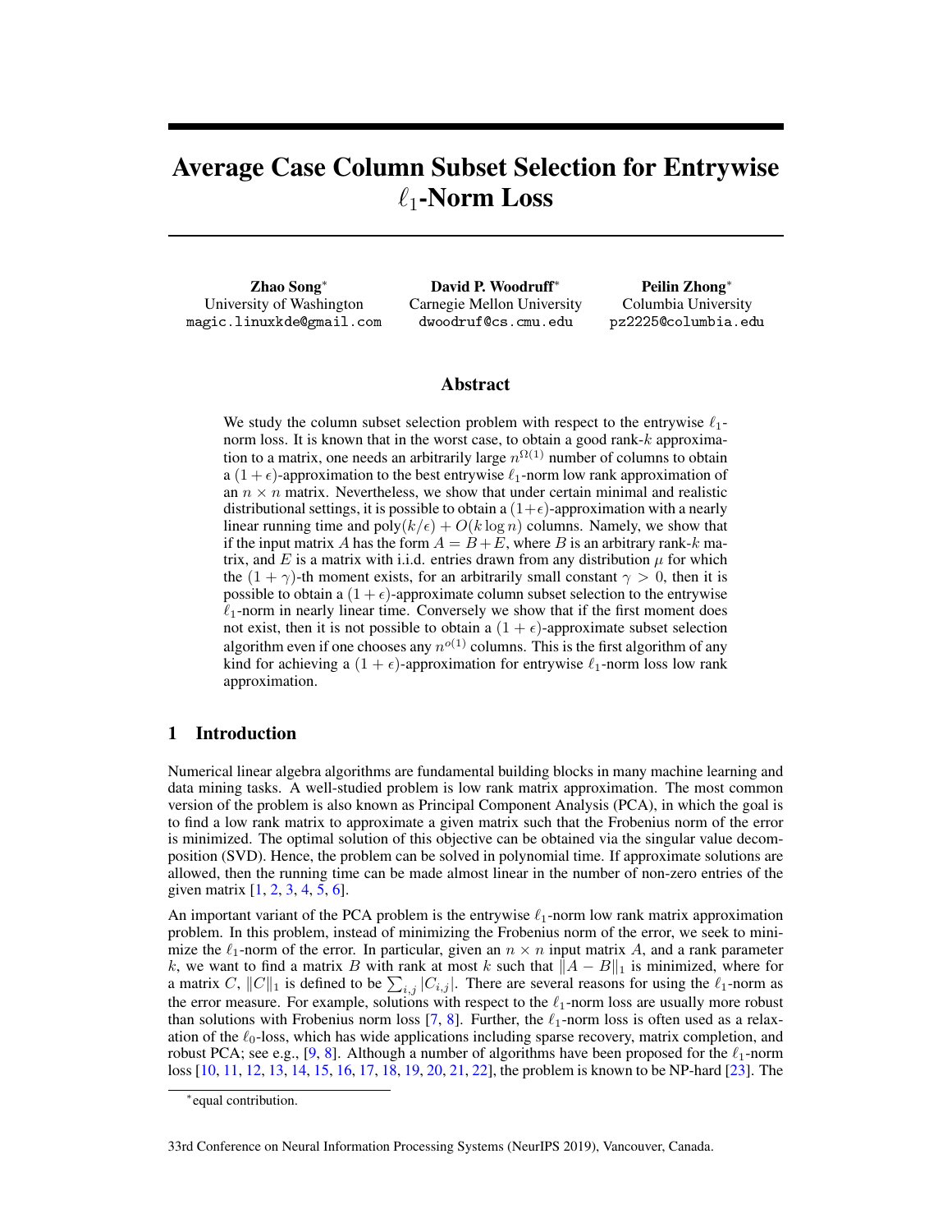# Average Case Column Subset Selection for Entrywise $\ell_1$-Norm Loss

**Zhao Song***
University of Washington
magic.linuxkde@gmail.com

**David P. Woodruff***
Carnegie Mellon University
dwoodruf@cs.cmu.edu

**Peilin Zhong***
Columbia University
pz2225@columbia.edu

## Abstract

We study the column subset selection problem with respect to the entrywise $\ell_1$-norm loss. It is known that in the worst case, to obtain a good rank-$k$ approximation to a matrix, one needs an arbitrarily large $n^{\Omega(1)}$ number of columns to obtain a $(1+\epsilon)$-approximation to the best entrywise $\ell_1$-norm low rank approximation of an $n \times n$ matrix. Nevertheless, we show that under certain minimal and realistic distributional settings, it is possible to obtain a $(1+\epsilon)$-approximation with a nearly linear running time and $\mathrm{poly}(k/\epsilon) + O(k \log n)$ columns. Namely, we show that if the input matrix $A$ has the form $A = B + E$, where $B$ is an arbitrary rank-$k$ matrix, and $E$ is a matrix with i.i.d. entries drawn from any distribution $\mu$ for which the $(1+\gamma)$-th moment exists, for an arbitrarily small constant $\gamma > 0$, then it is possible to obtain a $(1+\epsilon)$-approximate column subset selection to the entrywise $\ell_1$-norm in nearly linear time. Conversely we show that if the first moment does not exist, then it is not possible to obtain a $(1+\epsilon)$-approximate subset selection algorithm even if one chooses any $n^{o(1)}$ columns. This is the first algorithm of any kind for achieving a $(1+\epsilon)$-approximation for entrywise $\ell_1$-norm loss low rank approximation.

## 1 Introduction

Numerical linear algebra algorithms are fundamental building blocks in many machine learning and data mining tasks. A well-studied problem is low rank matrix approximation. The most common version of the problem is also known as Principal Component Analysis (PCA), in which the goal is to find a low rank matrix to approximate a given matrix such that the Frobenius norm of the error is minimized. The optimal solution of this objective can be obtained via the singular value decomposition (SVD). Hence, the problem can be solved in polynomial time. If approximate solutions are allowed, then the running time can be made almost linear in the number of non-zero entries of the given matrix [1, 2, 3, 4, 5, 6].

An important variant of the PCA problem is the entrywise $\ell_1$-norm low rank matrix approximation problem. In this problem, instead of minimizing the Frobenius norm of the error, we seek to minimize the $\ell_1$-norm of the error. In particular, given an $n \times n$ input matrix $A$, and a rank parameter $k$, we want to find a matrix $B$ with rank at most $k$ such that $\|A - B\|_1$ is minimized, where for a matrix $C$, $\|C\|_1$ is defined to be $\sum_{i,j} |C_{i,j}|$. There are several reasons for using the $\ell_1$-norm as the error measure. For example, solutions with respect to the $\ell_1$-norm loss are usually more robust than solutions with Frobenius norm loss [7, 8]. Further, the $\ell_1$-norm loss is often used as a relaxation of the $\ell_0$-loss, which has wide applications including sparse recovery, matrix completion, and robust PCA; see e.g., [9, 8]. Although a number of algorithms have been proposed for the $\ell_1$-norm loss [10, 11, 12, 13, 14, 15, 16, 17, 18, 19, 20, 21, 22], the problem is known to be NP-hard [23]. The

*equal contribution.

33rd Conference on Neural Information Processing Systems (NeurIPS 2019), Vancouver, Canada.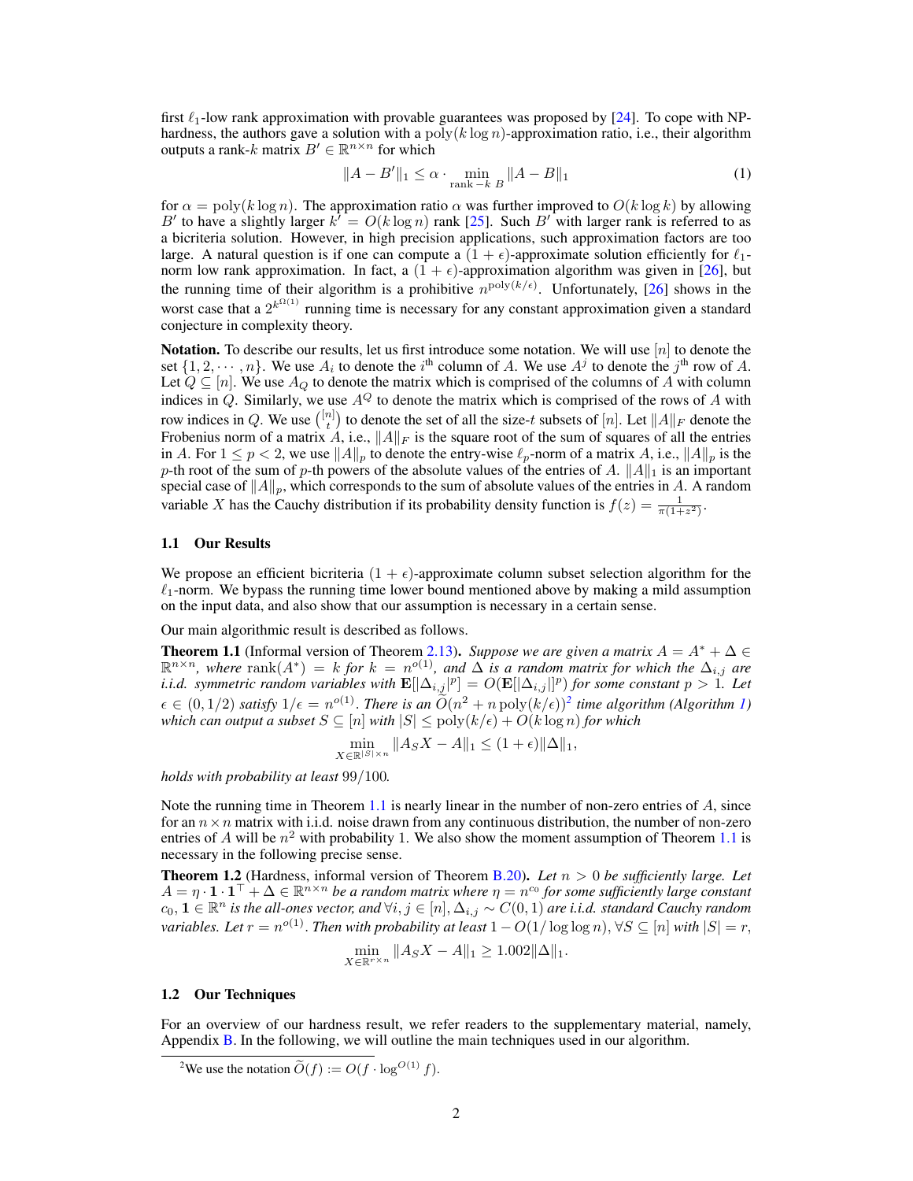first $\ell_1$-low rank approximation with provable guarantees was proposed by [24]. To cope with NP-hardness, the authors gave a solution with a $\mathrm{poly}(k \log n)$-approximation ratio, i.e., their algorithm outputs a rank-$k$ matrix $B' \in \mathbb{R}^{n\times n}$ for which

$$\|A - B'\|_1 \leq \alpha \cdot \min_{\mathrm{rank}-k\ B} \|A - B\|_1 \tag{1}$$

for $\alpha = \mathrm{poly}(k \log n)$. The approximation ratio $\alpha$ was further improved to $O(k \log k)$ by allowing $B'$ to have a slightly larger $k' = O(k \log n)$ rank [25]. Such $B'$ with larger rank is referred to as a bicriteria solution. However, in high precision applications, such approximation factors are too large. A natural question is if one can compute a $(1 + \epsilon)$-approximate solution efficiently for $\ell_1$-norm low rank approximation. In fact, a $(1 + \epsilon)$-approximation algorithm was given in [26], but the running time of their algorithm is a prohibitive $n^{\mathrm{poly}(k/\epsilon)}$. Unfortunately, [26] shows in the worst case that a $2^{k^{\Omega(1)}}$ running time is necessary for any constant approximation given a standard conjecture in complexity theory.

**Notation.** To describe our results, let us first introduce some notation. We will use $[n]$ to denote the set $\{1, 2, \cdots, n\}$. We use $A_i$ to denote the $i^{\text{th}}$ column of $A$. We use $A^j$ to denote the $j^{\text{th}}$ row of $A$. Let $Q \subseteq [n]$. We use $A_Q$ to denote the matrix which is comprised of the columns of $A$ with column indices in $Q$. Similarly, we use $A^Q$ to denote the matrix which is comprised of the rows of $A$ with row indices in $Q$. We use $\binom{[n]}{t}$ to denote the set of all the size-$t$ subsets of $[n]$. Let $\|A\|_F$ denote the Frobenius norm of a matrix $A$, i.e., $\|A\|_F$ is the square root of the sum of squares of all the entries in $A$. For $1 \leq p < 2$, we use $\|A\|_p$ to denote the entry-wise $\ell_p$-norm of a matrix $A$, i.e., $\|A\|_p$ is the $p$-th root of the sum of $p$-th powers of the absolute values of the entries of $A$. $\|A\|_1$ is an important special case of $\|A\|_p$, which corresponds to the sum of absolute values of the entries in $A$. A random variable $X$ has the Cauchy distribution if its probability density function is $f(z) = \frac{1}{\pi(1+z^2)}$.

### 1.1 Our Results

We propose an efficient bicriteria $(1 + \epsilon)$-approximate column subset selection algorithm for the $\ell_1$-norm. We bypass the running time lower bound mentioned above by making a mild assumption on the input data, and also show that our assumption is necessary in a certain sense.

Our main algorithmic result is described as follows.

**Theorem 1.1** (Informal version of Theorem 2.13). *Suppose we are given a matrix $A = A^* + \Delta \in \mathbb{R}^{n\times n}$, where $\mathrm{rank}(A^*) = k$ for $k = n^{o(1)}$, and $\Delta$ is a random matrix for which the $\Delta_{i,j}$ are i.i.d. symmetric random variables with $\mathbf{E}[|\Delta_{i,j}|^p] = O(\mathbf{E}[|\Delta_{i,j}|]^p)$ for some constant $p > 1$. Let $\epsilon \in (0, 1/2)$ satisfy $1/\epsilon = n^{o(1)}$. There is an $\widetilde{O}(n^2 + n\,\mathrm{poly}(k/\epsilon))$[2] time algorithm (Algorithm 1) which can output a subset $S \subseteq [n]$ with $|S| \leq \mathrm{poly}(k/\epsilon) + O(k \log n)$ for which*

$$\min_{X\in\mathbb{R}^{|S|\times n}} \|A_S X - A\|_1 \leq (1 + \epsilon)\|\Delta\|_1,$$

*holds with probability at least 99/100.*

Note the running time in Theorem 1.1 is nearly linear in the number of non-zero entries of $A$, since for an $n \times n$ matrix with i.i.d. noise drawn from any continuous distribution, the number of non-zero entries of $A$ will be $n^2$ with probability 1. We also show the moment assumption of Theorem 1.1 is necessary in the following precise sense.

**Theorem 1.2** (Hardness, informal version of Theorem B.20). *Let $n > 0$ be sufficiently large. Let $A = \eta \cdot \mathbf{1} \cdot \mathbf{1}^\top + \Delta \in \mathbb{R}^{n\times n}$ be a random matrix where $\eta = n^{c_0}$ for some sufficiently large constant $c_0$, $\mathbf{1} \in \mathbb{R}^n$ is the all-ones vector, and $\forall i, j \in [n], \Delta_{i,j} \sim C(0, 1)$ are i.i.d. standard Cauchy random variables. Let $r = n^{o(1)}$. Then with probability at least $1 - O(1/\log \log n)$, $\forall S \subseteq [n]$ with $|S| = r$,*

$$\min_{X\in\mathbb{R}^{r\times n}} \|A_S X - A\|_1 \geq 1.002\|\Delta\|_1.$$

### 1.2 Our Techniques

For an overview of our hardness result, we refer readers to the supplementary material, namely, Appendix B. In the following, we will outline the main techniques used in our algorithm.

[2] We use the notation $\widetilde{O}(f) := O(f \cdot \log^{O(1)} f)$.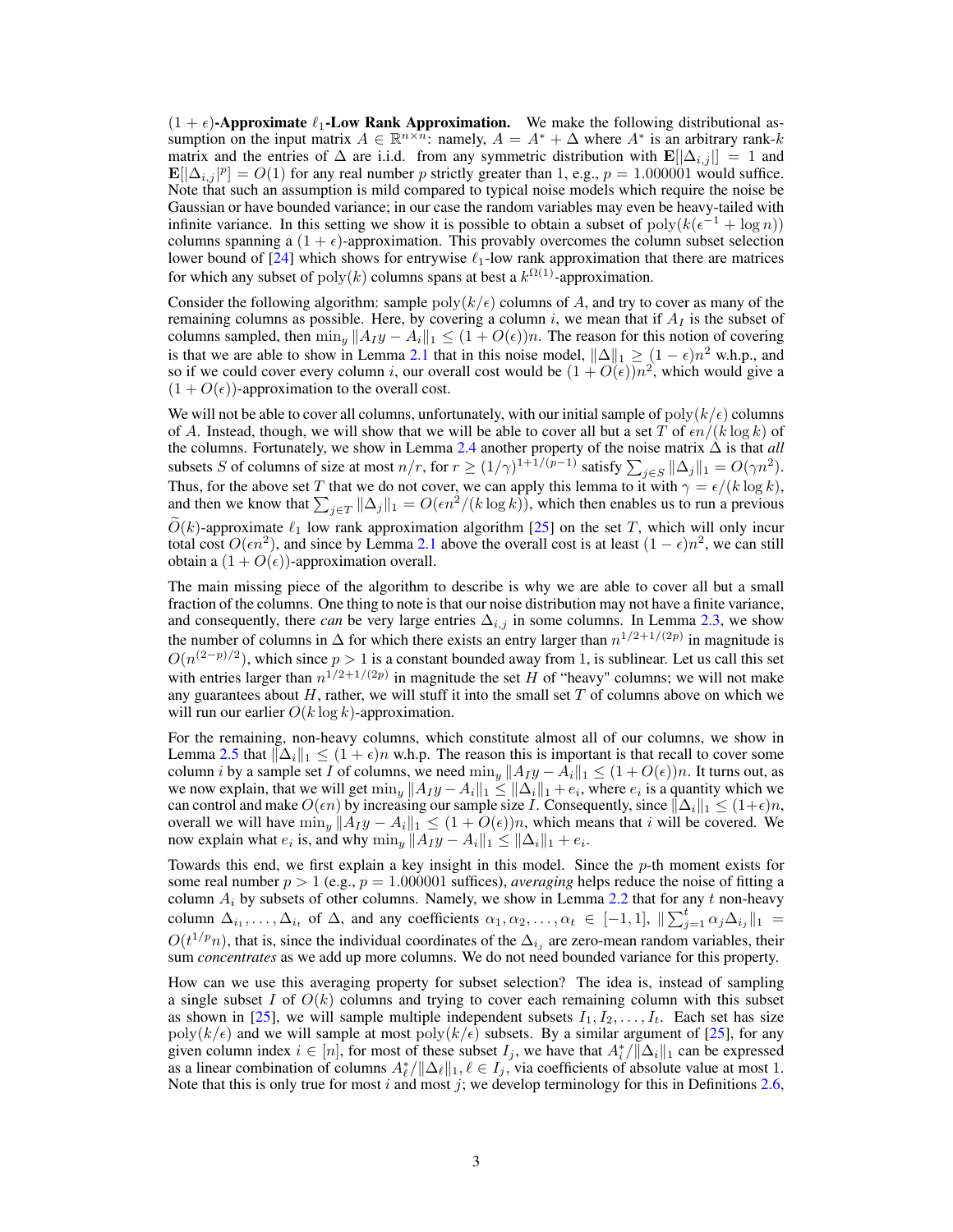**$(1+\epsilon)$-Approximate $\ell_1$-Low Rank Approximation.** We make the following distributional assumption on the input matrix $A \in \mathbb{R}^{n \times n}$: namely, $A = A^* + \Delta$ where $A^*$ is an arbitrary rank-$k$ matrix and the entries of $\Delta$ are i.i.d. from any symmetric distribution with $\mathbf{E}[|\Delta_{i,j}|] = 1$ and $\mathbf{E}[|\Delta_{i,j}|^p] = O(1)$ for any real number $p$ strictly greater than 1, e.g., $p = 1.000001$ would suffice. Note that such an assumption is mild compared to typical noise models which require the noise be Gaussian or have bounded variance; in our case the random variables may even be heavy-tailed with infinite variance. In this setting we show it is possible to obtain a subset of $\text{poly}(k(\epsilon^{-1} + \log n))$ columns spanning a $(1+\epsilon)$-approximation. This provably overcomes the column subset selection lower bound of [24] which shows for entrywise $\ell_1$-low rank approximation that there are matrices for which any subset of $\text{poly}(k)$ columns spans at best a $k^{\Omega(1)}$-approximation.

Consider the following algorithm: sample $\text{poly}(k/\epsilon)$ columns of $A$, and try to cover as many of the remaining columns as possible. Here, by covering a column $i$, we mean that if $A_I$ is the subset of columns sampled, then $\min_y \|A_I y - A_i\|_1 \leq (1 + O(\epsilon))n$. The reason for this notion of covering is that we are able to show in Lemma 2.1 that in this noise model, $\|\Delta\|_1 \geq (1-\epsilon)n^2$ w.h.p., and so if we could cover every column $i$, our overall cost would be $(1 + O(\epsilon))n^2$, which would give a $(1 + O(\epsilon))$-approximation to the overall cost.

We will not be able to cover all columns, unfortunately, with our initial sample of $\text{poly}(k/\epsilon)$ columns of $A$. Instead, though, we will show that we will be able to cover all but a set $T$ of $\epsilon n/(k \log k)$ of the columns. Fortunately, we show in Lemma 2.4 another property of the noise matrix $\Delta$ is that *all* subsets $S$ of columns of size at most $n/r$, for $r \geq (1/\gamma)^{1+1/(p-1)}$ satisfy $\sum_{j \in S} \|\Delta_j\|_1 = O(\gamma n^2)$. Thus, for the above set $T$ that we do not cover, we can apply this lemma to it with $\gamma = \epsilon/(k \log k)$, and then we know that $\sum_{j \in T} \|\Delta_j\|_1 = O(\epsilon n^2/(k \log k))$, which then enables us to run a previous $\widetilde{O}(k)$-approximate $\ell_1$ low rank approximation algorithm [25] on the set $T$, which will only incur total cost $O(\epsilon n^2)$, and since by Lemma 2.1 above the overall cost is at least $(1-\epsilon)n^2$, we can still obtain a $(1 + O(\epsilon))$-approximation overall.

The main missing piece of the algorithm to describe is why we are able to cover all but a small fraction of the columns. One thing to note is that our noise distribution may not have a finite variance, and consequently, there *can* be very large entries $\Delta_{i,j}$ in some columns. In Lemma 2.3, we show the number of columns in $\Delta$ for which there exists an entry larger than $n^{1/2+1/(2p)}$ in magnitude is $O(n^{(2-p)/2})$, which since $p > 1$ is a constant bounded away from 1, is sublinear. Let us call this set with entries larger than $n^{1/2+1/(2p)}$ in magnitude the set $H$ of "heavy" columns; we will not make any guarantees about $H$, rather, we will stuff it into the small set $T$ of columns above on which we will run our earlier $O(k \log k)$-approximation.

For the remaining, non-heavy columns, which constitute almost all of our columns, we show in Lemma 2.5 that $\|\Delta_i\|_1 \leq (1+\epsilon)n$ w.h.p. The reason this is important is that recall to cover some column $i$ by a sample set $I$ of columns, we need $\min_y \|A_I y - A_i\|_1 \leq (1 + O(\epsilon))n$. It turns out, as we now explain, that we will get $\min_y \|A_I y - A_i\|_1 \leq \|\Delta_i\|_1 + e_i$, where $e_i$ is a quantity which we can control and make $O(\epsilon n)$ by increasing our sample size $I$. Consequently, since $\|\Delta_i\|_1 \leq (1+\epsilon)n$, overall we will have $\min_y \|A_I y - A_i\|_1 \leq (1 + O(\epsilon))n$, which means that $i$ will be covered. We now explain what $e_i$ is, and why $\min_y \|A_I y - A_i\|_1 \leq \|\Delta_i\|_1 + e_i$.

Towards this end, we first explain a key insight in this model. Since the $p$-th moment exists for some real number $p > 1$ (e.g., $p = 1.000001$ suffices), *averaging* helps reduce the noise of fitting a column $A_i$ by subsets of other columns. Namely, we show in Lemma 2.2 that for any $t$ non-heavy column $\Delta_{i_1}, \ldots, \Delta_{i_t}$ of $\Delta$, and any coefficients $\alpha_1, \alpha_2, \ldots, \alpha_t \in [-1, 1]$, $\|\sum_{j=1}^t \alpha_j \Delta_{i_j}\|_1 = O(t^{1/p} n)$, that is, since the individual coordinates of the $\Delta_{i_j}$ are zero-mean random variables, their sum *concentrates* as we add up more columns. We do not need bounded variance for this property.

How can we use this averaging property for subset selection? The idea is, instead of sampling a single subset $I$ of $O(k)$ columns and trying to cover each remaining column with this subset as shown in [25], we will sample multiple independent subsets $I_1, I_2, \ldots, I_t$. Each set has size $\text{poly}(k/\epsilon)$ and we will sample at most $\text{poly}(k/\epsilon)$ subsets. By a similar argument of [25], for any given column index $i \in [n]$, for most of these subset $I_j$, we have that $A_i^*/\|\Delta_i\|_1$ can be expressed as a linear combination of columns $A_\ell^*/\|\Delta_\ell\|_1, \ell \in I_j$, via coefficients of absolute value at most 1. Note that this is only true for most $i$ and most $j$; we develop terminology for this in Definitions 2.6,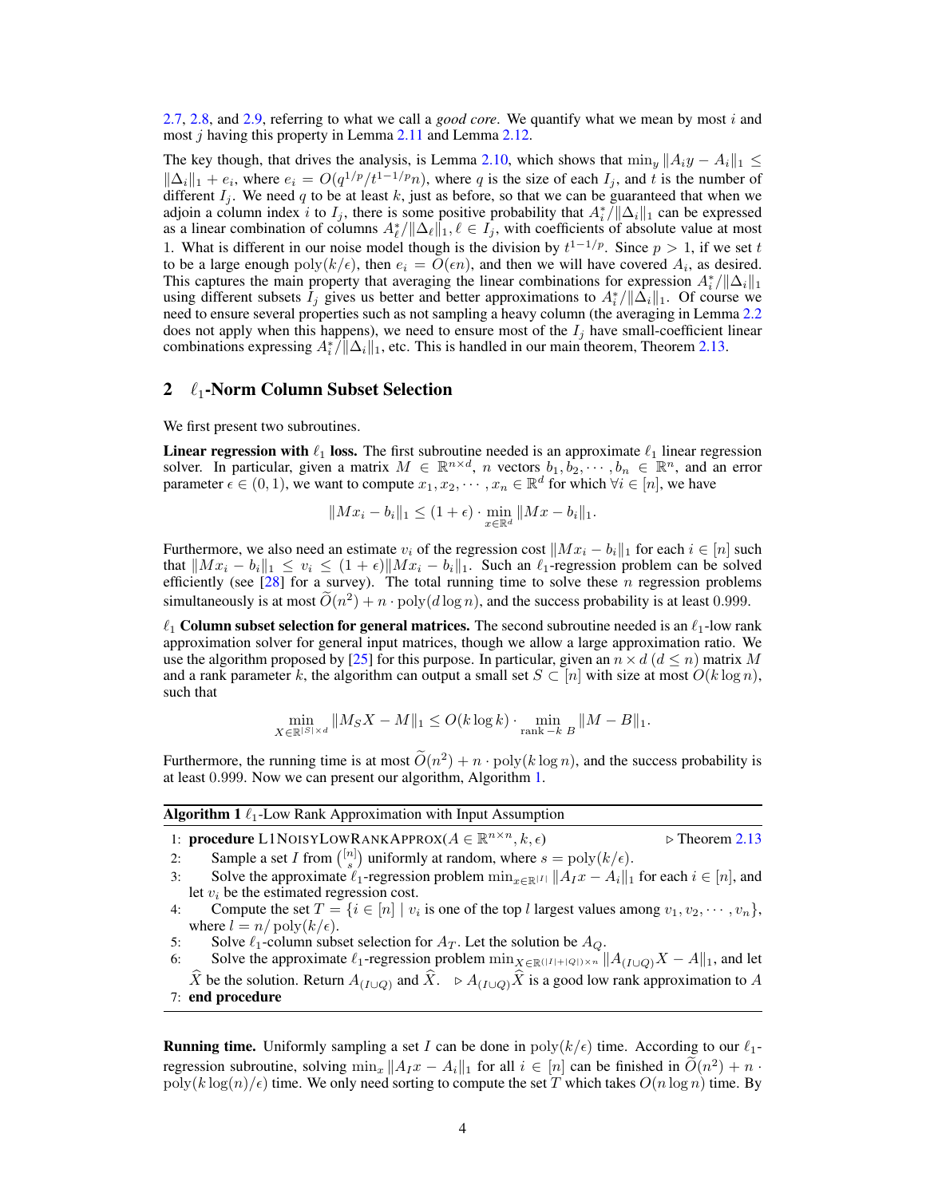2.7, 2.8, and 2.9, referring to what we call a *good core*. We quantify what we mean by most $i$ and most $j$ having this property in Lemma 2.11 and Lemma 2.12.

The key though, that drives the analysis, is Lemma 2.10, which shows that $\min_y \|A_I y - A_i\|_1 \leq \|\Delta_i\|_1 + e_i$, where $e_i = O(q^{1/p}/t^{1-1/p}n)$, where $q$ is the size of each $I_j$, and $t$ is the number of different $I_j$. We need $q$ to be at least $k$, just as before, so that we can be guaranteed that when we adjoin a column index $i$ to $I_j$, there is some positive probability that $A^*_i/\|\Delta_i\|_1$ can be expressed as a linear combination of columns $A^*_\ell/\|\Delta_\ell\|_1, \ell \in I_j$, with coefficients of absolute value at most 1. What is different in our noise model though is the division by $t^{1-1/p}$. Since $p > 1$, if we set $t$ to be a large enough $\mathrm{poly}(k/\epsilon)$, then $e_i = O(\epsilon n)$, and then we will have covered $A_i$, as desired. This captures the main property that averaging the linear combinations for expression $A^*_i/\|\Delta_i\|_1$ using different subsets $I_j$ gives us better and better approximations to $A^*_i/\|\Delta_i\|_1$. Of course we need to ensure several properties such as not sampling a heavy column (the averaging in Lemma 2.2 does not apply when this happens), we need to ensure most of the $I_j$ have small-coefficient linear combinations expressing $A^*_i/\|\Delta_i\|_1$, etc. This is handled in our main theorem, Theorem 2.13.

## 2 $\ell_1$-Norm Column Subset Selection

We first present two subroutines.

**Linear regression with $\ell_1$ loss.** The first subroutine needed is an approximate $\ell_1$ linear regression solver. In particular, given a matrix $M \in \mathbb{R}^{n \times d}$, $n$ vectors $b_1, b_2, \cdots, b_n \in \mathbb{R}^n$, and an error parameter $\epsilon \in (0, 1)$, we want to compute $x_1, x_2, \cdots, x_n \in \mathbb{R}^d$ for which $\forall i \in [n]$, we have

$$\|Mx_i - b_i\|_1 \leq (1 + \epsilon) \cdot \min_{x \in \mathbb{R}^d} \|Mx - b_i\|_1.$$

Furthermore, we also need an estimate $v_i$ of the regression cost $\|Mx_i - b_i\|_1$ for each $i \in [n]$ such that $\|Mx_i - b_i\|_1 \leq v_i \leq (1 + \epsilon)\|Mx_i - b_i\|_1$. Such an $\ell_1$-regression problem can be solved efficiently (see [28] for a survey). The total running time to solve these $n$ regression problems simultaneously is at most $\widetilde{O}(n^2) + n \cdot \mathrm{poly}(d \log n)$, and the success probability is at least 0.999.

**$\ell_1$ Column subset selection for general matrices.** The second subroutine needed is an $\ell_1$-low rank approximation solver for general input matrices, though we allow a large approximation ratio. We use the algorithm proposed by [25] for this purpose. In particular, given an $n \times d$ ($d \leq n$) matrix $M$ and a rank parameter $k$, the algorithm can output a small set $S \subset [n]$ with size at most $O(k \log n)$, such that

$$\min_{X \in \mathbb{R}^{|S| \times d}} \|M_S X - M\|_1 \leq O(k \log k) \cdot \min_{\text{rank}-k\ B} \|M - B\|_1.$$

Furthermore, the running time is at most $\widetilde{O}(n^2) + n \cdot \mathrm{poly}(k \log n)$, and the success probability is at least 0.999. Now we can present our algorithm, Algorithm 1.

---

**Algorithm 1** $\ell_1$-Low Rank Approximation with Input Assumption

```
1: procedure L1NoisyLowRankApprox(A ∈ R^{n×n}, k, ε)                    ▷ Theorem 2.13
2:     Sample a set I from ([n] choose s) uniformly at random, where s = poly(k/ε).
3:     Solve the approximate ℓ1-regression problem min_{x∈R^{|I|}} ||A_I x − A_i||_1 for each i ∈ [n], and
       let v_i be the estimated regression cost.
4:     Compute the set T = {i ∈ [n] | v_i is one of the top l largest values among v_1, v_2, ..., v_n},
       where l = n/poly(k/ε).
5:     Solve ℓ1-column subset selection for A_T. Let the solution be A_Q.
6:     Solve the approximate ℓ1-regression problem min_{X∈R^{(|I|+|Q|)×n}} ||A_{(I∪Q)} X − A||_1, and let
       X̂ be the solution. Return A_{(I∪Q)} and X̂.    ▷ A_{(I∪Q)} X̂ is a good low rank approximation to A
7: end procedure
```

---

**Running time.** Uniformly sampling a set $I$ can be done in $\mathrm{poly}(k/\epsilon)$ time. According to our $\ell_1$-regression subroutine, solving $\min_x \|A_I x - A_i\|_1$ for all $i \in [n]$ can be finished in $\widetilde{O}(n^2) + n \cdot \mathrm{poly}(k \log(n)/\epsilon)$ time. We only need sorting to compute the set $T$ which takes $O(n \log n)$ time. By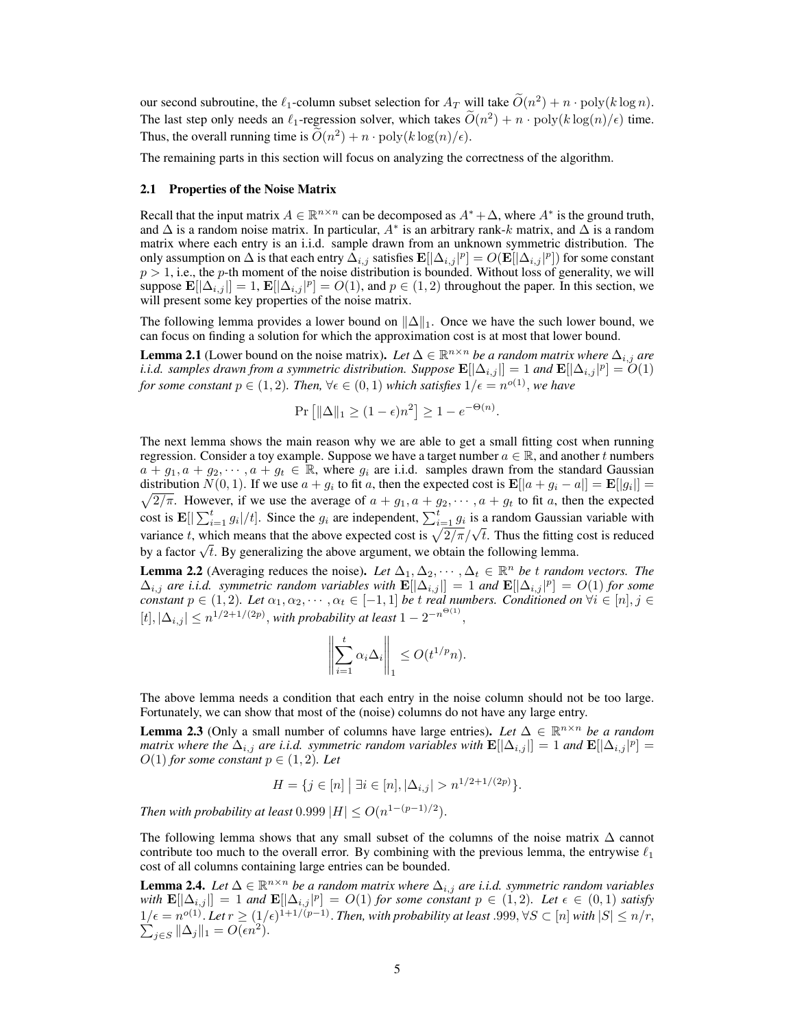our second subroutine, the $\ell_1$-column subset selection for $A_T$ will take $\widetilde{O}(n^2) + n \cdot \text{poly}(k \log n)$. The last step only needs an $\ell_1$-regression solver, which takes $\widetilde{O}(n^2) + n \cdot \text{poly}(k \log(n)/\epsilon)$ time. Thus, the overall running time is $\widetilde{O}(n^2) + n \cdot \text{poly}(k \log(n)/\epsilon)$.

The remaining parts in this section will focus on analyzing the correctness of the algorithm.

### 2.1 Properties of the Noise Matrix

Recall that the input matrix $A \in \mathbb{R}^{n \times n}$ can be decomposed as $A^* + \Delta$, where $A^*$ is the ground truth, and $\Delta$ is a random noise matrix. In particular, $A^*$ is an arbitrary rank-$k$ matrix, and $\Delta$ is a random matrix where each entry is an i.i.d. sample drawn from an unknown symmetric distribution. The only assumption on $\Delta$ is that each entry $\Delta_{i,j}$ satisfies $\mathbf{E}[|\Delta_{i,j}|^p] = O(\mathbf{E}[|\Delta_{i,j}|^p])$ for some constant $p > 1$, i.e., the $p$-th moment of the noise distribution is bounded. Without loss of generality, we will suppose $\mathbf{E}[|\Delta_{i,j}|] = 1$, $\mathbf{E}[|\Delta_{i,j}|^p] = O(1)$, and $p \in (1, 2)$ throughout the paper. In this section, we will present some key properties of the noise matrix.

The following lemma provides a lower bound on $\|\Delta\|_1$. Once we have the such lower bound, we can focus on finding a solution for which the approximation cost is at most that lower bound.

**Lemma 2.1** (Lower bound on the noise matrix). *Let $\Delta \in \mathbb{R}^{n \times n}$ be a random matrix where $\Delta_{i,j}$ are i.i.d. samples drawn from a symmetric distribution. Suppose $\mathbf{E}[|\Delta_{i,j}|] = 1$ and $\mathbf{E}[|\Delta_{i,j}|^p] = O(1)$ for some constant $p \in (1, 2)$. Then, $\forall \epsilon \in (0, 1)$ which satisfies $1/\epsilon = n^{o(1)}$, we have*

$$\Pr\left[\|\Delta\|_1 \geq (1 - \epsilon)n^2\right] \geq 1 - e^{-\Theta(n)}.$$

The next lemma shows the main reason why we are able to get a small fitting cost when running regression. Consider a toy example. Suppose we have a target number $a \in \mathbb{R}$, and another $t$ numbers $a + g_1, a + g_2, \cdots, a + g_t \in \mathbb{R}$, where $g_i$ are i.i.d. samples drawn from the standard Gaussian distribution $N(0, 1)$. If we use $a + g_i$ to fit $a$, then the expected cost is $\mathbf{E}[|a + g_i - a|] = \mathbf{E}[|g_i|] = \sqrt{2/\pi}$. However, if we use the average of $a + g_1, a + g_2, \cdots, a + g_t$ to fit $a$, then the expected cost is $\mathbf{E}[|\sum_{i=1}^t g_i|/t]$. Since the $g_i$ are independent, $\sum_{i=1}^t g_i$ is a random Gaussian variable with variance $t$, which means that the above expected cost is $\sqrt{2/\pi}/\sqrt{t}$. Thus the fitting cost is reduced by a factor $\sqrt{t}$. By generalizing the above argument, we obtain the following lemma.

**Lemma 2.2** (Averaging reduces the noise). *Let $\Delta_1, \Delta_2, \cdots, \Delta_t \in \mathbb{R}^n$ be $t$ random vectors. The $\Delta_{i,j}$ are i.i.d. symmetric random variables with $\mathbf{E}[|\Delta_{i,j}|] = 1$ and $\mathbf{E}[|\Delta_{i,j}|^p] = O(1)$ for some constant $p \in (1, 2)$. Let $\alpha_1, \alpha_2, \cdots, \alpha_t \in [-1, 1]$ be $t$ real numbers. Conditioned on $\forall i \in [n], j \in [t], |\Delta_{i,j}| \leq n^{1/2 + 1/(2p)}$, with probability at least $1 - 2^{-n^{\Theta(1)}}$,*

$$\left\| \sum_{i=1}^t \alpha_i \Delta_i \right\|_1 \leq O(t^{1/p} n).$$

The above lemma needs a condition that each entry in the noise column should not be too large. Fortunately, we can show that most of the (noise) columns do not have any large entry.

**Lemma 2.3** (Only a small number of columns have large entries). *Let $\Delta \in \mathbb{R}^{n \times n}$ be a random matrix where the $\Delta_{i,j}$ are i.i.d. symmetric random variables with $\mathbf{E}[|\Delta_{i,j}|] = 1$ and $\mathbf{E}[|\Delta_{i,j}|^p] = O(1)$ for some constant $p \in (1, 2)$. Let*

$$H = \{j \in [n] \mid \exists i \in [n], |\Delta_{i,j}| > n^{1/2 + 1/(2p)}\}.$$

*Then with probability at least $0.999$ $|H| \leq O(n^{1-(p-1)/2})$.*

The following lemma shows that any small subset of the columns of the noise matrix $\Delta$ cannot contribute too much to the overall error. By combining with the previous lemma, the entrywise $\ell_1$ cost of all columns containing large entries can be bounded.

**Lemma 2.4.** *Let $\Delta \in \mathbb{R}^{n \times n}$ be a random matrix where $\Delta_{i,j}$ are i.i.d. symmetric random variables with $\mathbf{E}[|\Delta_{i,j}|] = 1$ and $\mathbf{E}[|\Delta_{i,j}|^p] = O(1)$ for some constant $p \in (1, 2)$. Let $\epsilon \in (0, 1)$ satisfy $1/\epsilon = n^{o(1)}$. Let $r \geq (1/\epsilon)^{1+1/(p-1)}$. Then, with probability at least $.999$, $\forall S \subset [n]$ with $|S| \leq n/r$, $\sum_{j \in S} \|\Delta_j\|_1 = O(\epsilon n^2)$.*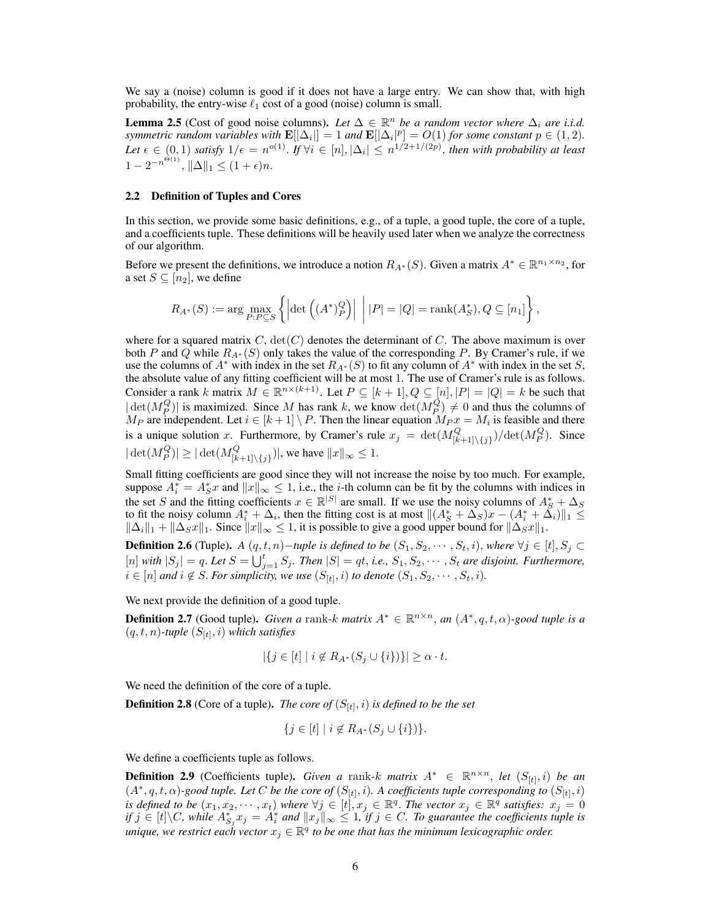We say a (noise) column is good if it does not have a large entry. We can show that, with high probability, the entry-wise $\ell_1$ cost of a good (noise) column is small.

**Lemma 2.5** (Cost of good noise columns). *Let $\Delta \in \mathbb{R}^n$ be a random vector where $\Delta_i$ are i.i.d. symmetric random variables with $\mathbf{E}[|\Delta_i|] = 1$ and $\mathbf{E}[|\Delta_i|^p] = O(1)$ for some constant $p \in (1, 2)$. Let $\epsilon \in (0, 1)$ satisfy $1/\epsilon = n^{o(1)}$. If $\forall i \in [n], |\Delta_i| \leq n^{1/2+1/(2p)}$, then with probability at least $1 - 2^{-n^{\Theta(1)}}$, $\|\Delta\|_1 \leq (1 + \epsilon)n$.*

## 2.2 Definition of Tuples and Cores

In this section, we provide some basic definitions, e.g., of a tuple, a good tuple, the core of a tuple, and a coefficients tuple. These definitions will be heavily used later when we analyze the correctness of our algorithm.

Before we present the definitions, we introduce a notion $R_{A^*}(S)$. Given a matrix $A^* \in \mathbb{R}^{n_1 \times n_2}$, for a set $S \subseteq [n_2]$, we define

$$R_{A^*}(S) := \arg \max_{P : P \subseteq S} \left\{ \left| \det \left( (A^*)_P^Q \right) \right| \;\middle|\; |P| = |Q| = \operatorname{rank}(A^*_S), Q \subseteq [n_1] \right\},$$

where for a squared matrix $C$, $\det(C)$ denotes the determinant of $C$. The above maximum is over both $P$ and $Q$ while $R_{A^*}(S)$ only takes the value of the corresponding $P$. By Cramer's rule, if we use the columns of $A^*$ with index in the set $R_{A^*}(S)$ to fit any column of $A^*$ with index in the set $S$, the absolute value of any fitting coefficient will be at most 1. The use of Cramer's rule is as follows. Consider a rank $k$ matrix $M \in \mathbb{R}^{n \times (k+1)}$. Let $P \subseteq [k + 1], Q \subseteq [n], |P| = |Q| = k$ be such that $|\det(M_P^Q)|$ is maximized. Since $M$ has rank $k$, we know $\det(M_P^Q) \neq 0$ and thus the columns of $M_P$ are independent. Let $i \in [k + 1] \setminus P$. Then the linear equation $M_P x = M_i$ is feasible and there is a unique solution $x$. Furthermore, by Cramer's rule $x_j = \det(M^Q_{[k+1]\setminus\{j\}})/\det(M_P^Q)$. Since $|\det(M_P^Q)| \geq |\det(M^Q_{[k+1]\setminus\{j\}})|$, we have $\|x\|_\infty \leq 1$.

Small fitting coefficients are good since they will not increase the noise by too much. For example, suppose $A^*_i = A^*_S x$ and $\|x\|_\infty \leq 1$, i.e., the $i$-th column can be fit by the columns with indices in the set $S$ and the fitting coefficients $x \in \mathbb{R}^{|S|}$ are small. If we use the noisy columns of $A^*_S + \Delta_S$ to fit the noisy column $A^*_i + \Delta_i$, then the fitting cost is at most $\|(A^*_S + \Delta_S)x - (A^*_i + \Delta_i)\|_1 \leq \|\Delta_i\|_1 + \|\Delta_S x\|_1$. Since $\|x\|_\infty \leq 1$, it is possible to give a good upper bound for $\|\Delta_S x\|_1$.

**Definition 2.6** (Tuple). *A $(q, t, n)-$tuple is defined to be $(S_1, S_2, \cdots, S_t, i)$, where $\forall j \in [t], S_j \subset [n]$ with $|S_j| = q$. Let $S = \bigcup_{j=1}^t S_j$. Then $|S| = qt$, i.e., $S_1, S_2, \cdots, S_t$ are disjoint. Furthermore, $i \in [n]$ and $i \notin S$. For simplicity, we use $(S_{[t]}, i)$ to denote $(S_1, S_2, \cdots, S_t, i)$.*

We next provide the definition of a good tuple.

**Definition 2.7** (Good tuple). *Given a rank-$k$ matrix $A^* \in \mathbb{R}^{n \times n}$, an $(A^*, q, t, \alpha)$-good tuple is a $(q, t, n)$-tuple $(S_{[t]}, i)$ which satisfies*

$$|\{j \in [t] \mid i \notin R_{A^*}(S_j \cup \{i\})\}| \geq \alpha \cdot t.$$

We need the definition of the core of a tuple.

**Definition 2.8** (Core of a tuple). *The core of $(S_{[t]}, i)$ is defined to be the set*

$$\{j \in [t] \mid i \notin R_{A^*}(S_j \cup \{i\})\}.$$

We define a coefficients tuple as follows.

**Definition 2.9** (Coefficients tuple). *Given a rank-$k$ matrix $A^* \in \mathbb{R}^{n \times n}$, let $(S_{[t]}, i)$ be an $(A^*, q, t, \alpha)$-good tuple. Let $C$ be the core of $(S_{[t]}, i)$. A coefficients tuple corresponding to $(S_{[t]}, i)$ is defined to be $(x_1, x_2, \cdots, x_t)$ where $\forall j \in [t], x_j \in \mathbb{R}^q$. The vector $x_j \in \mathbb{R}^q$ satisfies: $x_j = 0$ if $j \in [t] \backslash C$, while $A^*_{S_j} x_j = A^*_i$ and $\|x_j\|_\infty \leq 1$, if $j \in C$. To guarantee the coefficients tuple is unique, we restrict each vector $x_j \in \mathbb{R}^q$ to be one that has the minimum lexicographic order.*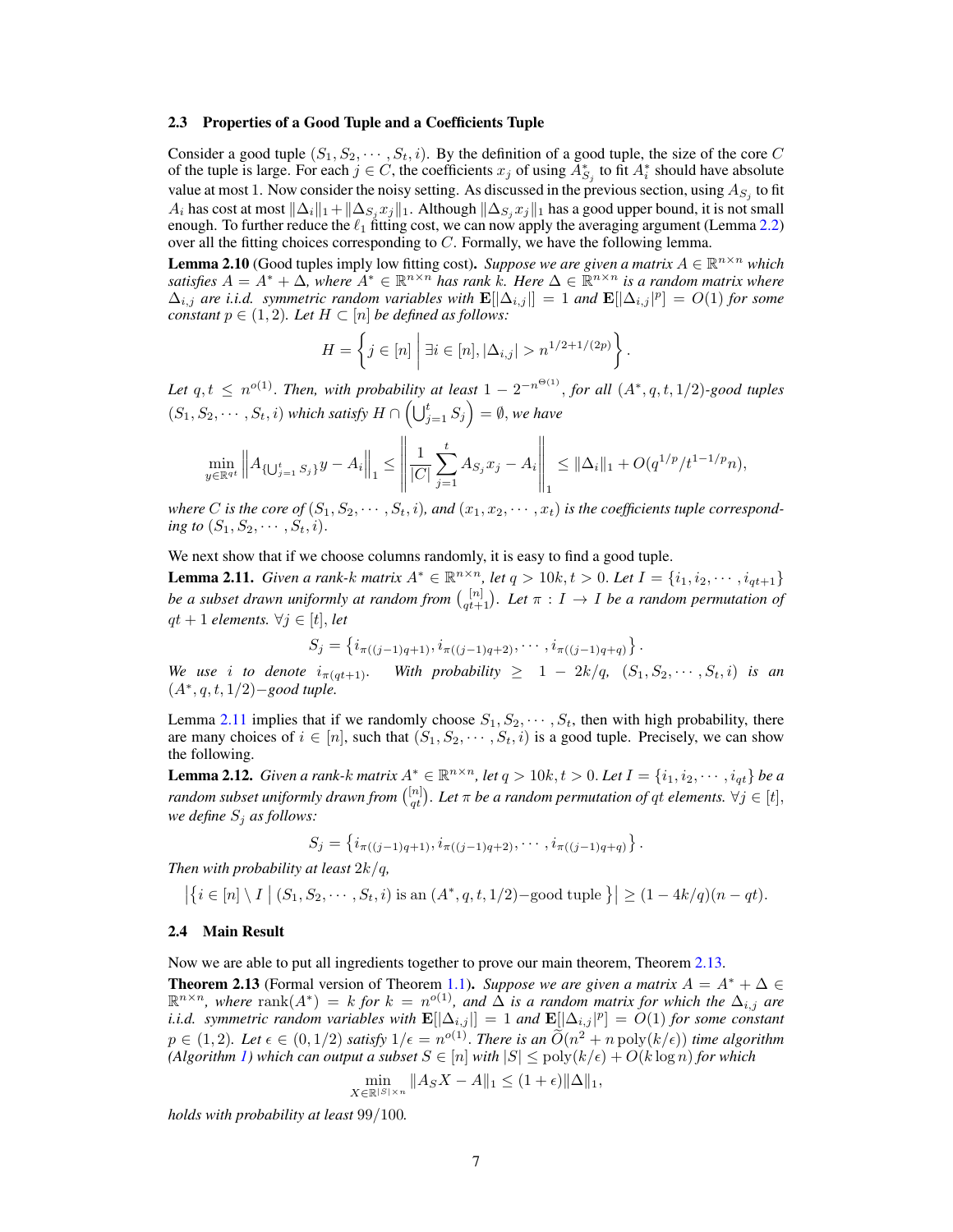### 2.3 Properties of a Good Tuple and a Coefficients Tuple

Consider a good tuple $(S_1, S_2, \cdots, S_t, i)$. By the definition of a good tuple, the size of the core $C$ of the tuple is large. For each $j \in C$, the coefficients $x_j$ of using $A^*_{S_j}$ to fit $A^*_i$ should have absolute value at most 1. Now consider the noisy setting. As discussed in the previous section, using $A_{S_j}$ to fit $A_i$ has cost at most $\|\Delta_i\|_1 + \|\Delta_{S_j} x_j\|_1$. Although $\|\Delta_{S_j} x_j\|_1$ has a good upper bound, it is not small enough. To further reduce the $\ell_1$ fitting cost, we can now apply the averaging argument (Lemma 2.2) over all the fitting choices corresponding to $C$. Formally, we have the following lemma.

**Lemma 2.10** (Good tuples imply low fitting cost). *Suppose we are given a matrix $A \in \mathbb{R}^{n\times n}$ which satisfies $A = A^* + \Delta$, where $A^* \in \mathbb{R}^{n\times n}$ has rank $k$. Here $\Delta \in \mathbb{R}^{n\times n}$ is a random matrix where $\Delta_{i,j}$ are i.i.d. symmetric random variables with $\mathbf{E}[|\Delta_{i,j}|] = 1$ and $\mathbf{E}[|\Delta_{i,j}|^p] = O(1)$ for some constant $p \in (1, 2)$. Let $H \subset [n]$ be defined as follows:*

$$H = \left\{ j \in [n] \;\middle|\; \exists i \in [n], |\Delta_{i,j}| > n^{1/2+1/(2p)} \right\}.$$

*Let $q, t \le n^{o(1)}$. Then, with probability at least $1 - 2^{-n^{\Theta(1)}}$, for all $(A^*, q, t, 1/2)$-good tuples $(S_1, S_2, \cdots, S_t, i)$ which satisfy $H \cap \left(\bigcup_{j=1}^t S_j\right) = \emptyset$, we have*

$$\min_{y\in\mathbb{R}^{qt}} \left\| A_{\{\bigcup_{j=1}^t S_j\}} y - A_i \right\|_1 \le \left\| \frac{1}{|C|} \sum_{j=1}^t A_{S_j} x_j - A_i \right\|_1 \le \|\Delta_i\|_1 + O(q^{1/p}/t^{1-1/p} n),$$

*where $C$ is the core of $(S_1, S_2, \cdots, S_t, i)$, and $(x_1, x_2, \cdots, x_t)$ is the coefficients tuple corresponding to $(S_1, S_2, \cdots, S_t, i)$.*

We next show that if we choose columns randomly, it is easy to find a good tuple.

**Lemma 2.11.** *Given a rank-$k$ matrix $A^* \in \mathbb{R}^{n\times n}$, let $q > 10k, t > 0$. Let $I = \{i_1, i_2, \cdots, i_{qt+1}\}$ be a subset drawn uniformly at random from $\binom{[n]}{qt+1}$. Let $\pi : I \to I$ be a random permutation of $qt + 1$ elements. $\forall j \in [t]$, let*

$$S_j = \left\{ i_{\pi((j-1)q+1)}, i_{\pi((j-1)q+2)}, \cdots, i_{\pi((j-1)q+q)} \right\}.$$

*We use $i$ to denote $i_{\pi(qt+1)}$. With probability $\ge 1 - 2k/q$, $(S_1, S_2, \cdots, S_t, i)$ is an $(A^*, q, t, 1/2)-$good tuple.*

Lemma 2.11 implies that if we randomly choose $S_1, S_2, \cdots, S_t$, then with high probability, there are many choices of $i \in [n]$, such that $(S_1, S_2, \cdots, S_t, i)$ is a good tuple. Precisely, we can show the following.

**Lemma 2.12.** *Given a rank-$k$ matrix $A^* \in \mathbb{R}^{n\times n}$, let $q > 10k, t > 0$. Let $I = \{i_1, i_2, \cdots, i_{qt}\}$ be a random subset uniformly drawn from $\binom{[n]}{qt}$. Let $\pi$ be a random permutation of $qt$ elements. $\forall j \in [t]$, we define $S_j$ as follows:*

$$S_j = \left\{ i_{\pi((j-1)q+1)}, i_{\pi((j-1)q+2)}, \cdots, i_{\pi((j-1)q+q)} \right\}.$$

*Then with probability at least $2k/q$,*

$$\left| \left\{ i \in [n] \setminus I \;\middle|\; (S_1, S_2, \cdots, S_t, i) \text{ is an } (A^*, q, t, 1/2)\text{−good tuple } \right\} \right| \ge (1 - 4k/q)(n - qt).$$

### 2.4 Main Result

Now we are able to put all ingredients together to prove our main theorem, Theorem 2.13.

**Theorem 2.13** (Formal version of Theorem 1.1). *Suppose we are given a matrix $A = A^* + \Delta \in \mathbb{R}^{n\times n}$, where $\operatorname{rank}(A^*) = k$ for $k = n^{o(1)}$, and $\Delta$ is a random matrix for which the $\Delta_{i,j}$ are i.i.d. symmetric random variables with $\mathbf{E}[|\Delta_{i,j}|] = 1$ and $\mathbf{E}[|\Delta_{i,j}|^p] = O(1)$ for some constant $p \in (1, 2)$. Let $\epsilon \in (0, 1/2)$ satisfy $1/\epsilon = n^{o(1)}$. There is an $\widetilde{O}(n^2 + n \operatorname{poly}(k/\epsilon))$ time algorithm (Algorithm 1) which can output a subset $S \in [n]$ with $|S| \le \operatorname{poly}(k/\epsilon) + O(k \log n)$ for which*

$$\min_{X\in\mathbb{R}^{|S|\times n}} \|A_S X - A\|_1 \le (1 + \epsilon)\|\Delta\|_1,$$

*holds with probability at least 99/100.*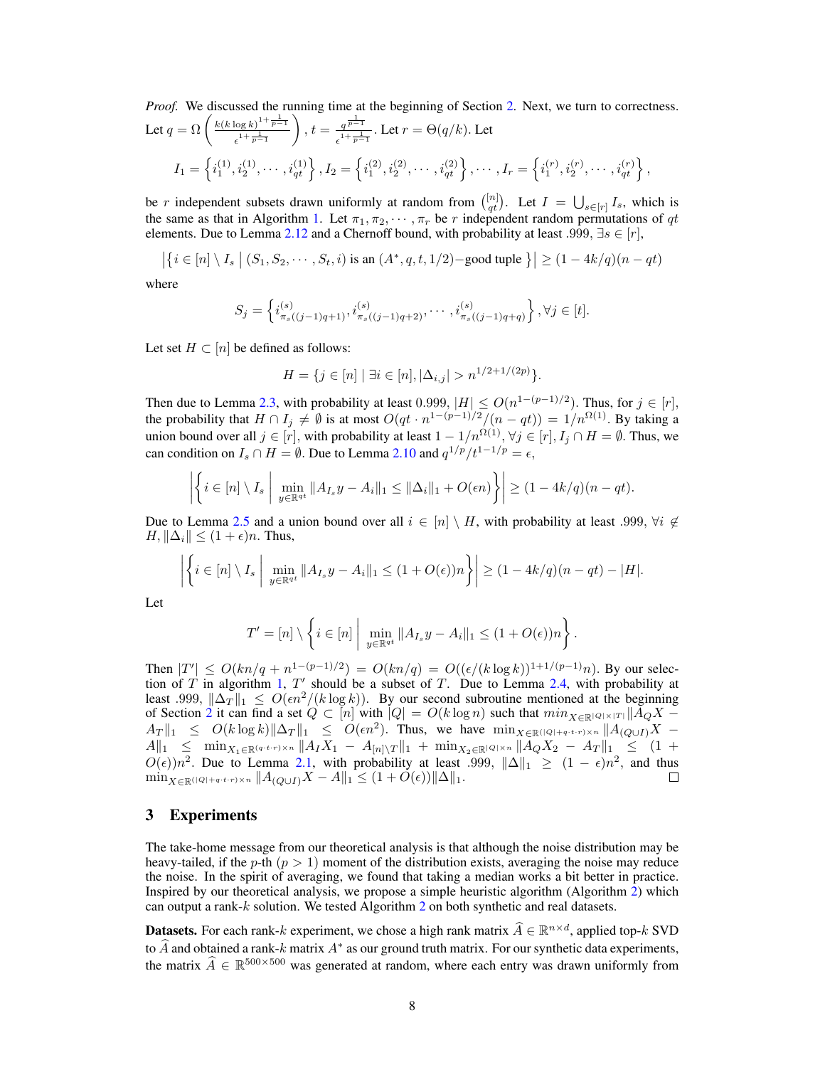*Proof.* We discussed the running time at the beginning of Section 2. Next, we turn to correctness. Let $q = \Omega\left(\frac{k(k\log k)^{1+\frac{1}{p-1}}}{\epsilon^{1+\frac{1}{p-1}}}\right)$, $t = \frac{q^{\frac{1}{p-1}}}{\epsilon^{1+\frac{1}{p-1}}}$. Let $r = \Theta(q/k)$. Let

$$I_1 = \left\{i_1^{(1)}, i_2^{(1)}, \cdots, i_{qt}^{(1)}\right\}, I_2 = \left\{i_1^{(2)}, i_2^{(2)}, \cdots, i_{qt}^{(2)}\right\}, \cdots, I_r = \left\{i_1^{(r)}, i_2^{(r)}, \cdots, i_{qt}^{(r)}\right\},$$

be $r$ independent subsets drawn uniformly at random from $\binom{[n]}{qt}$. Let $I = \bigcup_{s\in[r]} I_s$, which is the same as that in Algorithm 1. Let $\pi_1, \pi_2, \cdots, \pi_r$ be $r$ independent random permutations of $qt$ elements. Due to Lemma 2.12 and a Chernoff bound, with probability at least .999, $\exists s \in [r]$,

$$\left|\left\{i \in [n]\setminus I_s \mid (S_1, S_2, \cdots, S_t, i) \text{ is an } (A^*, q, t, 1/2)\text{−good tuple}\right\}\right| \geq (1 - 4k/q)(n - qt)$$

where

$$S_j = \left\{i^{(s)}_{\pi_s((j-1)q+1)}, i^{(s)}_{\pi_s((j-1)q+2)}, \cdots, i^{(s)}_{\pi_s((j-1)q+q)}\right\}, \forall j \in [t].$$

Let set $H \subset [n]$ be defined as follows:

$$H = \{j \in [n] \mid \exists i \in [n], |\Delta_{i,j}| > n^{1/2+1/(2p)}\}.$$

Then due to Lemma 2.3, with probability at least 0.999, $|H| \leq O(n^{1-(p-1)/2})$. Thus, for $j \in [r]$, the probability that $H \cap I_j \neq \emptyset$ is at most $O(qt \cdot n^{1-(p-1)/2}/(n - qt)) = 1/n^{\Omega(1)}$. By taking a union bound over all $j \in [r]$, with probability at least $1 - 1/n^{\Omega(1)}$, $\forall j \in [r], I_j \cap H = \emptyset$. Thus, we can condition on $I_s \cap H = \emptyset$. Due to Lemma 2.10 and $q^{1/p}/t^{1-1/p} = \epsilon$,

$$\left|\left\{i \in [n]\setminus I_s \;\middle|\; \min_{y\in\mathbb{R}^{qt}} \|A_{I_s}y - A_i\|_1 \leq \|\Delta_i\|_1 + O(\epsilon n)\right\}\right| \geq (1 - 4k/q)(n - qt).$$

Due to Lemma 2.5 and a union bound over all $i \in [n] \setminus H$, with probability at least .999, $\forall i \notin H, \|\Delta_i\| \leq (1+\epsilon)n$. Thus,

$$\left|\left\{i \in [n]\setminus I_s \;\middle|\; \min_{y\in\mathbb{R}^{qt}} \|A_{I_s}y - A_i\|_1 \leq (1 + O(\epsilon))n\right\}\right| \geq (1 - 4k/q)(n - qt) - |H|.$$

Let

$$T' = [n] \setminus \left\{i \in [n] \;\middle|\; \min_{y\in\mathbb{R}^{qt}} \|A_{I_s}y - A_i\|_1 \leq (1 + O(\epsilon))n\right\}.$$

Then $|T'| \leq O(kn/q + n^{1-(p-1)/2}) = O(kn/q) = O((\epsilon/(k\log k))^{1+1/(p-1)}n)$. By our selection of $T$ in algorithm 1, $T'$ should be a subset of $T$. Due to Lemma 2.4, with probability at least .999, $\|\Delta_T\|_1 \leq O(\epsilon n^2/(k\log k))$. By our second subroutine mentioned at the beginning of Section 2 it can find a set $Q \subset [n]$ with $|Q| = O(k\log n)$ such that $min_{X\in\mathbb{R}^{|Q|\times|T|}} \|A_Q X - A_T\|_1 \leq O(k\log k)\|\Delta_T\|_1 \leq O(\epsilon n^2)$. Thus, we have $\min_{X\in\mathbb{R}^{(|Q|+q\cdot t\cdot r)\times n}} \|A_{(Q\cup I)}X - A\|_1 \leq \min_{X_1\in\mathbb{R}^{(q\cdot t\cdot r)\times n}} \|A_I X_1 - A_{[n]\setminus T}\|_1 + \min_{X_2\in\mathbb{R}^{|Q|\times n}} \|A_Q X_2 - A_T\|_1 \leq (1 + O(\epsilon))n^2$. Due to Lemma 2.1, with probability at least .999, $\|\Delta\|_1 \geq (1-\epsilon)n^2$, and thus $\min_{X\in\mathbb{R}^{(|Q|+q\cdot t\cdot r)\times n}} \|A_{(Q\cup I)}X - A\|_1 \leq (1 + O(\epsilon))\|\Delta\|_1$. $\square$

## 3 Experiments

The take-home message from our theoretical analysis is that although the noise distribution may be heavy-tailed, if the $p$-th ($p > 1$) moment of the distribution exists, averaging the noise may reduce the noise. In the spirit of averaging, we found that taking a median works a bit better in practice. Inspired by our theoretical analysis, we propose a simple heuristic algorithm (Algorithm 2) which can output a rank-$k$ solution. We tested Algorithm 2 on both synthetic and real datasets.

**Datasets.** For each rank-$k$ experiment, we chose a high rank matrix $\widehat{A} \in \mathbb{R}^{n\times d}$, applied top-$k$ SVD to $\widehat{A}$ and obtained a rank-$k$ matrix $A^*$ as our ground truth matrix. For our synthetic data experiments, the matrix $\widehat{A} \in \mathbb{R}^{500\times 500}$ was generated at random, where each entry was drawn uniformly from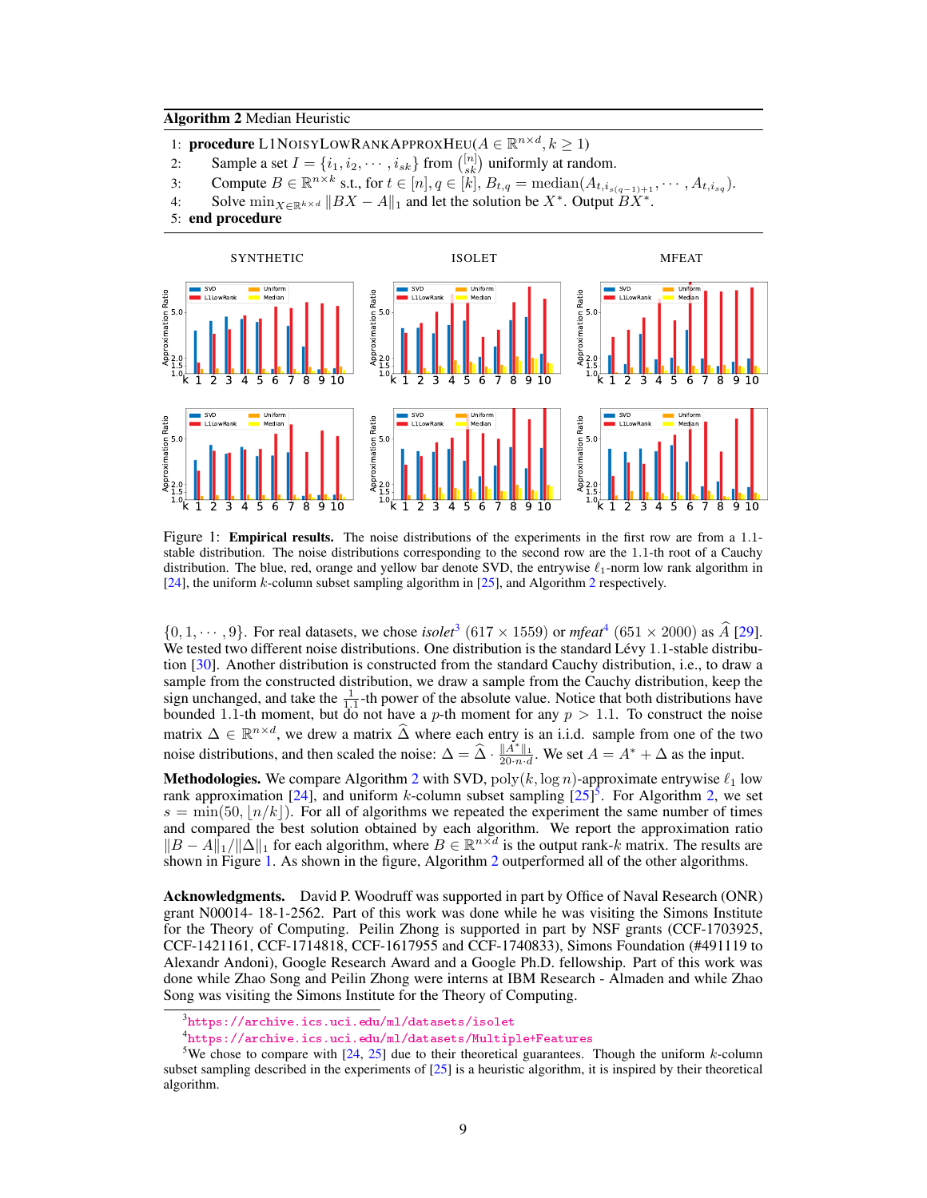**Algorithm 2** Median Heuristic

1: **procedure** L1NOISYLOWRANKAPPROXHEU($A \in \mathbb{R}^{n \times d}, k \geq 1$)
2: Sample a set $I = \{i_1, i_2, \cdots, i_{sk}\}$ from $\binom{[n]}{sk}$ uniformly at random.
3: Compute $B \in \mathbb{R}^{n \times k}$ s.t., for $t \in [n], q \in [k]$, $B_{t,q} = \text{median}(A_{t,i_{s(q-1)+1}}, \cdots, A_{t,i_{sq}})$.
4: Solve $\min_{X \in \mathbb{R}^{k \times d}} \|BX - A\|_1$ and let the solution be $X^*$. Output $BX^*$.
5: **end procedure**

Figure 1: **Empirical results.** The noise distributions of the experiments in the first row are from a 1.1-stable distribution. The noise distributions corresponding to the second row are the 1.1-th root of a Cauchy distribution. The blue, red, orange and yellow bar denote SVD, the entrywise $\ell_1$-norm low rank algorithm in [24], the uniform $k$-column subset sampling algorithm in [25], and Algorithm 2 respectively.

$\{0, 1, \cdots, 9\}$. For real datasets, we chose *isolet*[3] ($617 \times 1559$) or *mfeat*[4] ($651 \times 2000$) as $\widehat{A}$ [29]. We tested two different noise distributions. One distribution is the standard Lévy 1.1-stable distribution [30]. Another distribution is constructed from the standard Cauchy distribution, i.e., to draw a sample from the constructed distribution, we draw a sample from the Cauchy distribution, keep the sign unchanged, and take the $\frac{1}{1.1}$-th power of the absolute value. Notice that both distributions have bounded 1.1-th moment, but do not have a $p$-th moment for any $p > 1.1$. To construct the noise matrix $\Delta \in \mathbb{R}^{n \times d}$, we drew a matrix $\widehat{\Delta}$ where each entry is an i.i.d. sample from one of the two noise distributions, and then scaled the noise: $\Delta = \widehat{\Delta} \cdot \frac{\|A^*\|_1}{20 \cdot n \cdot d}$. We set $A = A^* + \Delta$ as the input.

**Methodologies.** We compare Algorithm 2 with SVD, $\text{poly}(k, \log n)$-approximate entrywise $\ell_1$ low rank approximation [24], and uniform $k$-column subset sampling [25][5]. For Algorithm 2, we set $s = \min(50, \lfloor n/k \rfloor)$. For all of algorithms we repeated the experiment the same number of times and compared the best solution obtained by each algorithm. We report the approximation ratio $\|B - A\|_1 / \|\Delta\|_1$ for each algorithm, where $B \in \mathbb{R}^{n \times d}$ is the output rank-$k$ matrix. The results are shown in Figure 1. As shown in the figure, Algorithm 2 outperformed all of the other algorithms.

**Acknowledgments.** David P. Woodruff was supported in part by Office of Naval Research (ONR) grant N00014- 18-1-2562. Part of this work was done while he was visiting the Simons Institute for the Theory of Computing. Peilin Zhong is supported in part by NSF grants (CCF-1703925, CCF-1421161, CCF-1714818, CCF-1617955 and CCF-1740833), Simons Foundation (#491119 to Alexandr Andoni), Google Research Award and a Google Ph.D. fellowship. Part of this work was done while Zhao Song and Peilin Zhong were interns at IBM Research - Almaden and while Zhao Song was visiting the Simons Institute for the Theory of Computing.

[3] https://archive.ics.uci.edu/ml/datasets/isolet

[4] https://archive.ics.uci.edu/ml/datasets/Multiple+Features

[5] We chose to compare with [24, 25] due to their theoretical guarantees. Though the uniform $k$-column subset sampling described in the experiments of [25] is a heuristic algorithm, it is inspired by their theoretical algorithm.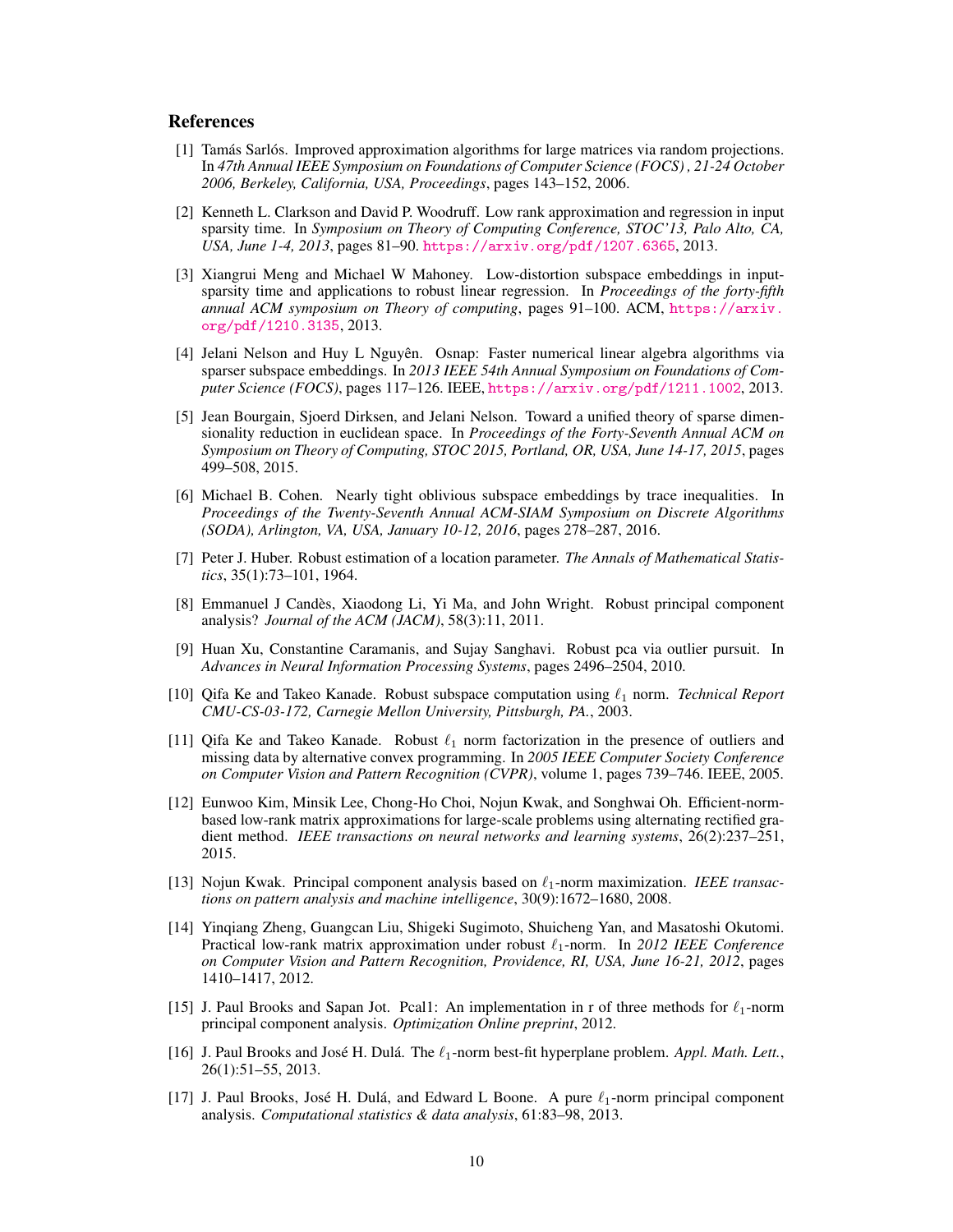## References

[1] Tamás Sarlós. Improved approximation algorithms for large matrices via random projections. In *47th Annual IEEE Symposium on Foundations of Computer Science (FOCS) , 21-24 October 2006, Berkeley, California, USA, Proceedings*, pages 143–152, 2006.

[2] Kenneth L. Clarkson and David P. Woodruff. Low rank approximation and regression in input sparsity time. In *Symposium on Theory of Computing Conference, STOC'13, Palo Alto, CA, USA, June 1-4, 2013*, pages 81–90. https://arxiv.org/pdf/1207.6365, 2013.

[3] Xiangrui Meng and Michael W Mahoney. Low-distortion subspace embeddings in input-sparsity time and applications to robust linear regression. In *Proceedings of the forty-fifth annual ACM symposium on Theory of computing*, pages 91–100. ACM, https://arxiv.org/pdf/1210.3135, 2013.

[4] Jelani Nelson and Huy L Nguyên. Osnap: Faster numerical linear algebra algorithms via sparser subspace embeddings. In *2013 IEEE 54th Annual Symposium on Foundations of Computer Science (FOCS)*, pages 117–126. IEEE, https://arxiv.org/pdf/1211.1002, 2013.

[5] Jean Bourgain, Sjoerd Dirksen, and Jelani Nelson. Toward a unified theory of sparse dimensionality reduction in euclidean space. In *Proceedings of the Forty-Seventh Annual ACM on Symposium on Theory of Computing, STOC 2015, Portland, OR, USA, June 14-17, 2015*, pages 499–508, 2015.

[6] Michael B. Cohen. Nearly tight oblivious subspace embeddings by trace inequalities. In *Proceedings of the Twenty-Seventh Annual ACM-SIAM Symposium on Discrete Algorithms (SODA), Arlington, VA, USA, January 10-12, 2016*, pages 278–287, 2016.

[7] Peter J. Huber. Robust estimation of a location parameter. *The Annals of Mathematical Statistics*, 35(1):73–101, 1964.

[8] Emmanuel J Candès, Xiaodong Li, Yi Ma, and John Wright. Robust principal component analysis? *Journal of the ACM (JACM)*, 58(3):11, 2011.

[9] Huan Xu, Constantine Caramanis, and Sujay Sanghavi. Robust pca via outlier pursuit. In *Advances in Neural Information Processing Systems*, pages 2496–2504, 2010.

[10] Qifa Ke and Takeo Kanade. Robust subspace computation using $\ell_1$ norm. *Technical Report CMU-CS-03-172, Carnegie Mellon University, Pittsburgh, PA.*, 2003.

[11] Qifa Ke and Takeo Kanade. Robust $\ell_1$ norm factorization in the presence of outliers and missing data by alternative convex programming. In *2005 IEEE Computer Society Conference on Computer Vision and Pattern Recognition (CVPR)*, volume 1, pages 739–746. IEEE, 2005.

[12] Eunwoo Kim, Minsik Lee, Chong-Ho Choi, Nojun Kwak, and Songhwai Oh. Efficient-norm-based low-rank matrix approximations for large-scale problems using alternating rectified gradient method. *IEEE transactions on neural networks and learning systems*, 26(2):237–251, 2015.

[13] Nojun Kwak. Principal component analysis based on $\ell_1$-norm maximization. *IEEE transactions on pattern analysis and machine intelligence*, 30(9):1672–1680, 2008.

[14] Yinqiang Zheng, Guangcan Liu, Shigeki Sugimoto, Shuicheng Yan, and Masatoshi Okutomi. Practical low-rank matrix approximation under robust $\ell_1$-norm. In *2012 IEEE Conference on Computer Vision and Pattern Recognition, Providence, RI, USA, June 16-21, 2012*, pages 1410–1417, 2012.

[15] J. Paul Brooks and Sapan Jot. Pcal1: An implementation in r of three methods for $\ell_1$-norm principal component analysis. *Optimization Online preprint*, 2012.

[16] J. Paul Brooks and José H. Dulá. The $\ell_1$-norm best-fit hyperplane problem. *Appl. Math. Lett.*, 26(1):51–55, 2013.

[17] J. Paul Brooks, José H. Dulá, and Edward L Boone. A pure $\ell_1$-norm principal component analysis. *Computational statistics & data analysis*, 61:83–98, 2013.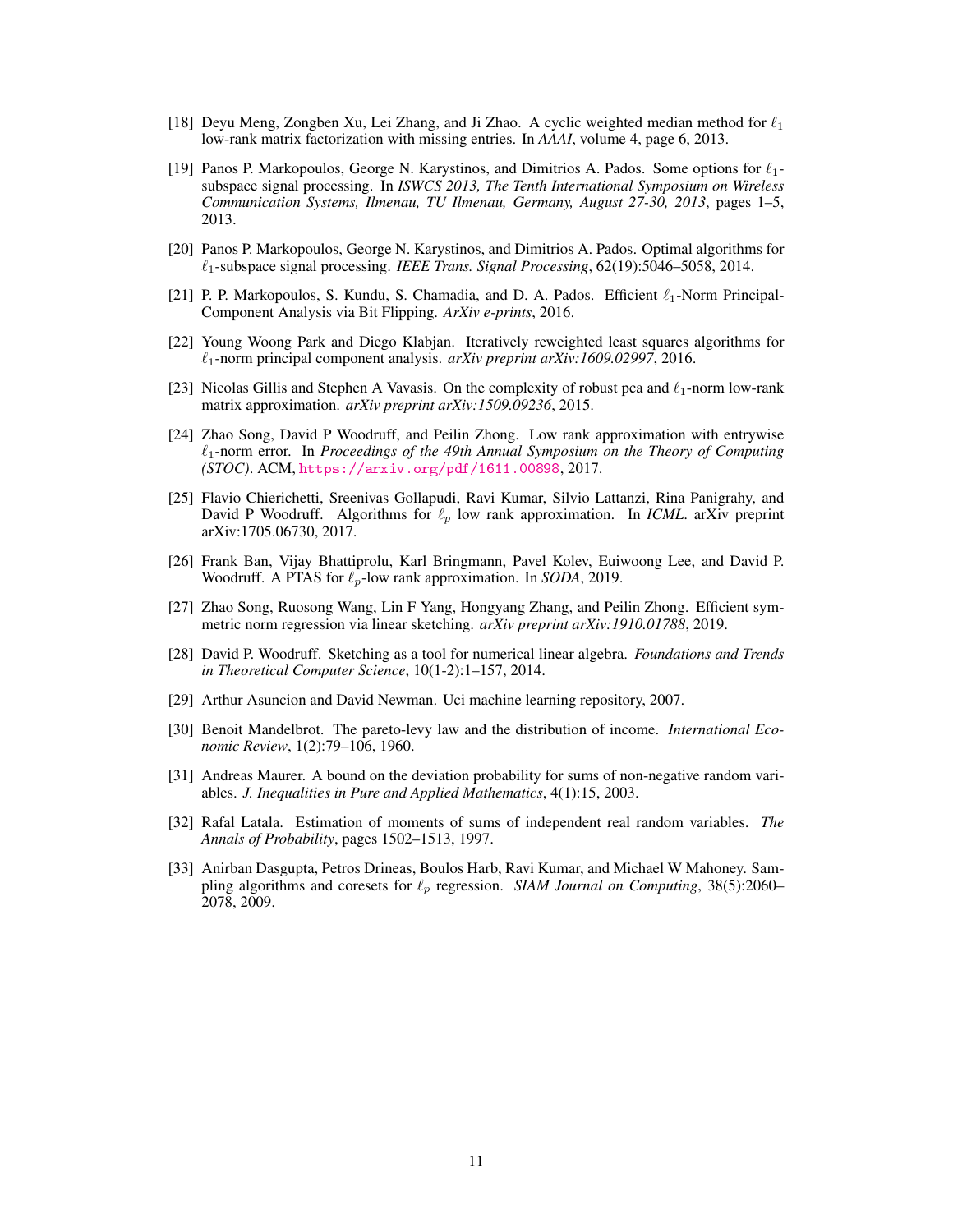[18] Deyu Meng, Zongben Xu, Lei Zhang, and Ji Zhao. A cyclic weighted median method for $\ell_1$ low-rank matrix factorization with missing entries. In *AAAI*, volume 4, page 6, 2013.

[19] Panos P. Markopoulos, George N. Karystinos, and Dimitrios A. Pados. Some options for $\ell_1$-subspace signal processing. In *ISWCS 2013, The Tenth International Symposium on Wireless Communication Systems, Ilmenau, TU Ilmenau, Germany, August 27-30, 2013*, pages 1–5, 2013.

[20] Panos P. Markopoulos, George N. Karystinos, and Dimitrios A. Pados. Optimal algorithms for $\ell_1$-subspace signal processing. *IEEE Trans. Signal Processing*, 62(19):5046–5058, 2014.

[21] P. P. Markopoulos, S. Kundu, S. Chamadia, and D. A. Pados. Efficient $\ell_1$-Norm Principal-Component Analysis via Bit Flipping. *ArXiv e-prints*, 2016.

[22] Young Woong Park and Diego Klabjan. Iteratively reweighted least squares algorithms for $\ell_1$-norm principal component analysis. *arXiv preprint arXiv:1609.02997*, 2016.

[23] Nicolas Gillis and Stephen A Vavasis. On the complexity of robust pca and $\ell_1$-norm low-rank matrix approximation. *arXiv preprint arXiv:1509.09236*, 2015.

[24] Zhao Song, David P Woodruff, and Peilin Zhong. Low rank approximation with entrywise $\ell_1$-norm error. In *Proceedings of the 49th Annual Symposium on the Theory of Computing (STOC)*. ACM, https://arxiv.org/pdf/1611.00898, 2017.

[25] Flavio Chierichetti, Sreenivas Gollapudi, Ravi Kumar, Silvio Lattanzi, Rina Panigrahy, and David P Woodruff. Algorithms for $\ell_p$ low rank approximation. In *ICML*. arXiv preprint arXiv:1705.06730, 2017.

[26] Frank Ban, Vijay Bhattiprolu, Karl Bringmann, Pavel Kolev, Euiwoong Lee, and David P. Woodruff. A PTAS for $\ell_p$-low rank approximation. In *SODA*, 2019.

[27] Zhao Song, Ruosong Wang, Lin F Yang, Hongyang Zhang, and Peilin Zhong. Efficient symmetric norm regression via linear sketching. *arXiv preprint arXiv:1910.01788*, 2019.

[28] David P. Woodruff. Sketching as a tool for numerical linear algebra. *Foundations and Trends in Theoretical Computer Science*, 10(1-2):1–157, 2014.

[29] Arthur Asuncion and David Newman. Uci machine learning repository, 2007.

[30] Benoit Mandelbrot. The pareto-levy law and the distribution of income. *International Economic Review*, 1(2):79–106, 1960.

[31] Andreas Maurer. A bound on the deviation probability for sums of non-negative random variables. *J. Inequalities in Pure and Applied Mathematics*, 4(1):15, 2003.

[32] Rafal Latala. Estimation of moments of sums of independent real random variables. *The Annals of Probability*, pages 1502–1513, 1997.

[33] Anirban Dasgupta, Petros Drineas, Boulos Harb, Ravi Kumar, and Michael W Mahoney. Sampling algorithms and coresets for $\ell_p$ regression. *SIAM Journal on Computing*, 38(5):2060–2078, 2009.